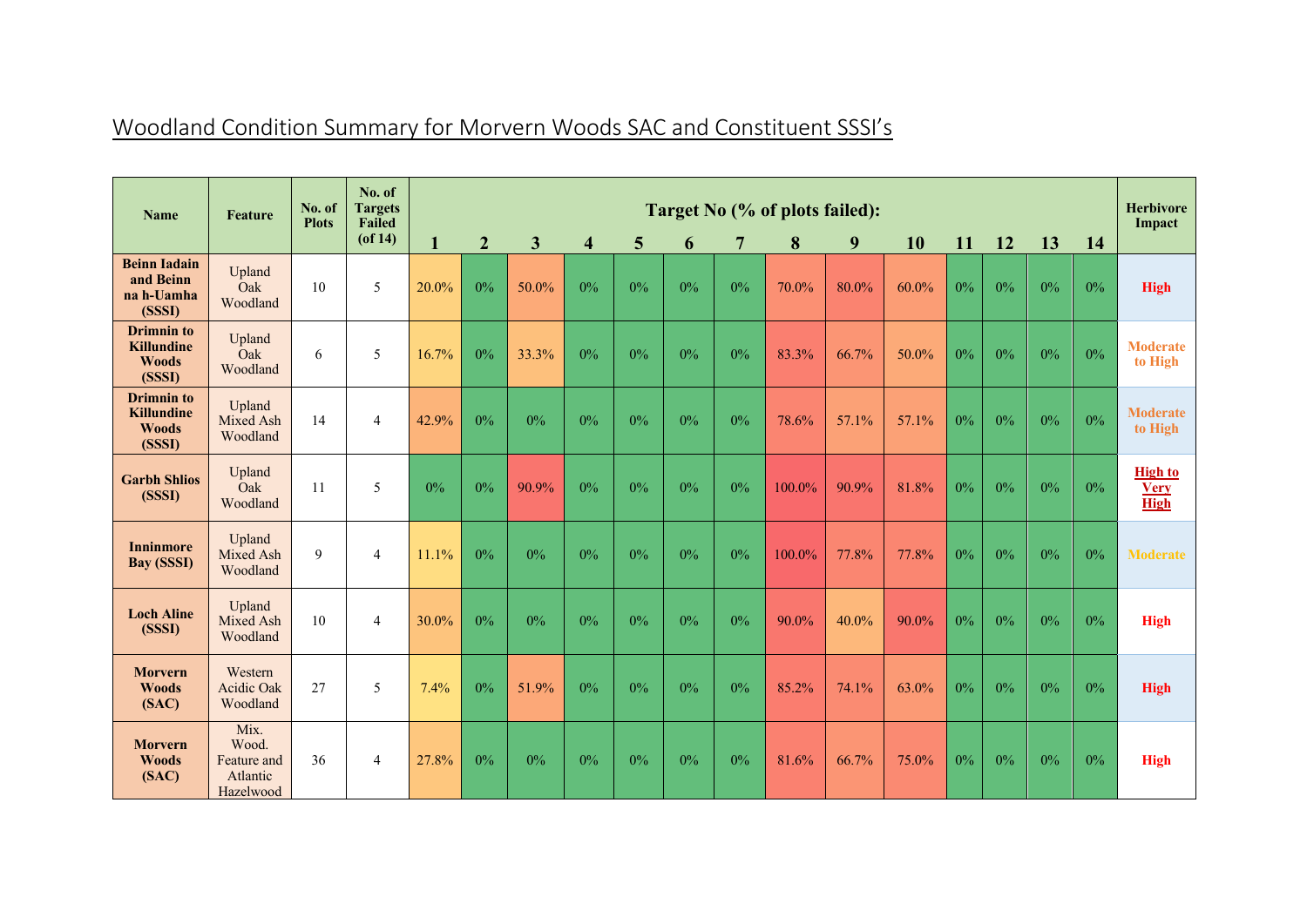# Woodland Condition Summary for Morvern Woods SAC and Constituent SSSI's

| Name | Feature | No. of Plots | No. of Targets Failed (of 14) | Target No (% of plots failed): | | | | | | | | | | | | | | Herbivore Impact |
|---|---|---|---|---|---|---|---|---|---|---|---|---|---|---|---|---|---|---|
| | | | | 1 | 2 | 3 | 4 | 5 | 6 | 7 | 8 | 9 | 10 | 11 | 12 | 13 | 14 | |
| **Beinn Iadain and Beinn na h-Uamha (SSSI)** | Upland Oak Woodland | 10 | 5 | 20.0% | 0% | 50.0% | 0% | 0% | 0% | 0% | 70.0% | 80.0% | 60.0% | 0% | 0% | 0% | 0% | **High** |
| **Drimnin to Killundine Woods (SSSI)** | Upland Oak Woodland | 6 | 5 | 16.7% | 0% | 33.3% | 0% | 0% | 0% | 0% | 83.3% | 66.7% | 50.0% | 0% | 0% | 0% | 0% | **Moderate to High** |
| **Drimnin to Killundine Woods (SSSI)** | Upland Mixed Ash Woodland | 14 | 4 | 42.9% | 0% | 0% | 0% | 0% | 0% | 0% | 78.6% | 57.1% | 57.1% | 0% | 0% | 0% | 0% | **Moderate to High** |
| **Garbh Shlios (SSSI)** | Upland Oak Woodland | 11 | 5 | 0% | 0% | 90.9% | 0% | 0% | 0% | 0% | 100.0% | 90.9% | 81.8% | 0% | 0% | 0% | 0% | **High to Very High** |
| **Inninmore Bay (SSSI)** | Upland Mixed Ash Woodland | 9 | 4 | 11.1% | 0% | 0% | 0% | 0% | 0% | 0% | 100.0% | 77.8% | 77.8% | 0% | 0% | 0% | 0% | **Moderate** |
| **Loch Aline (SSSI)** | Upland Mixed Ash Woodland | 10 | 4 | 30.0% | 0% | 0% | 0% | 0% | 0% | 0% | 90.0% | 40.0% | 90.0% | 0% | 0% | 0% | 0% | **High** |
| **Morvern Woods (SAC)** | Western Acidic Oak Woodland | 27 | 5 | 7.4% | 0% | 51.9% | 0% | 0% | 0% | 0% | 85.2% | 74.1% | 63.0% | 0% | 0% | 0% | 0% | **High** |
| **Morvern Woods (SAC)** | Mix. Wood. Feature and Atlantic Hazelwood | 36 | 4 | 27.8% | 0% | 0% | 0% | 0% | 0% | 0% | 81.6% | 66.7% | 75.0% | 0% | 0% | 0% | 0% | **High** |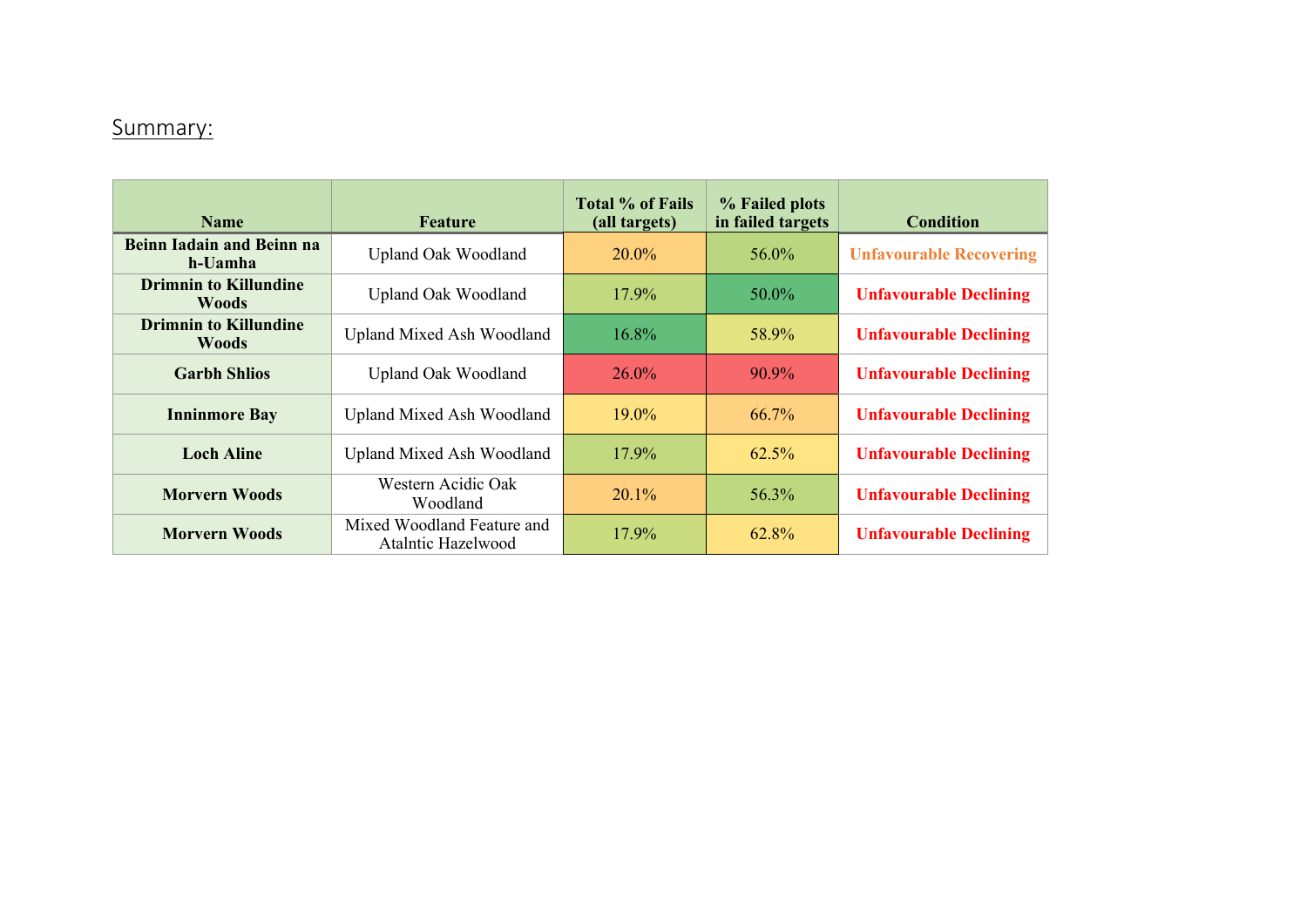## Summary:

| Name | Feature | Total % of Fails (all targets) | % Failed plots in failed targets | Condition |
|---|---|---|---|---|
| **Beinn Iadain and Beinn na h-Uamha** | Upland Oak Woodland | 20.0% | 56.0% | **Unfavourable Recovering** |
| **Drimnin to Killundine Woods** | Upland Oak Woodland | 17.9% | 50.0% | **Unfavourable Declining** |
| **Drimnin to Killundine Woods** | Upland Mixed Ash Woodland | 16.8% | 58.9% | **Unfavourable Declining** |
| **Garbh Shlios** | Upland Oak Woodland | 26.0% | 90.9% | **Unfavourable Declining** |
| **Inninmore Bay** | Upland Mixed Ash Woodland | 19.0% | 66.7% | **Unfavourable Declining** |
| **Loch Aline** | Upland Mixed Ash Woodland | 17.9% | 62.5% | **Unfavourable Declining** |
| **Morvern Woods** | Western Acidic Oak Woodland | 20.1% | 56.3% | **Unfavourable Declining** |
| **Morvern Woods** | Mixed Woodland Feature and Atalntic Hazelwood | 17.9% | 62.8% | **Unfavourable Declining** |